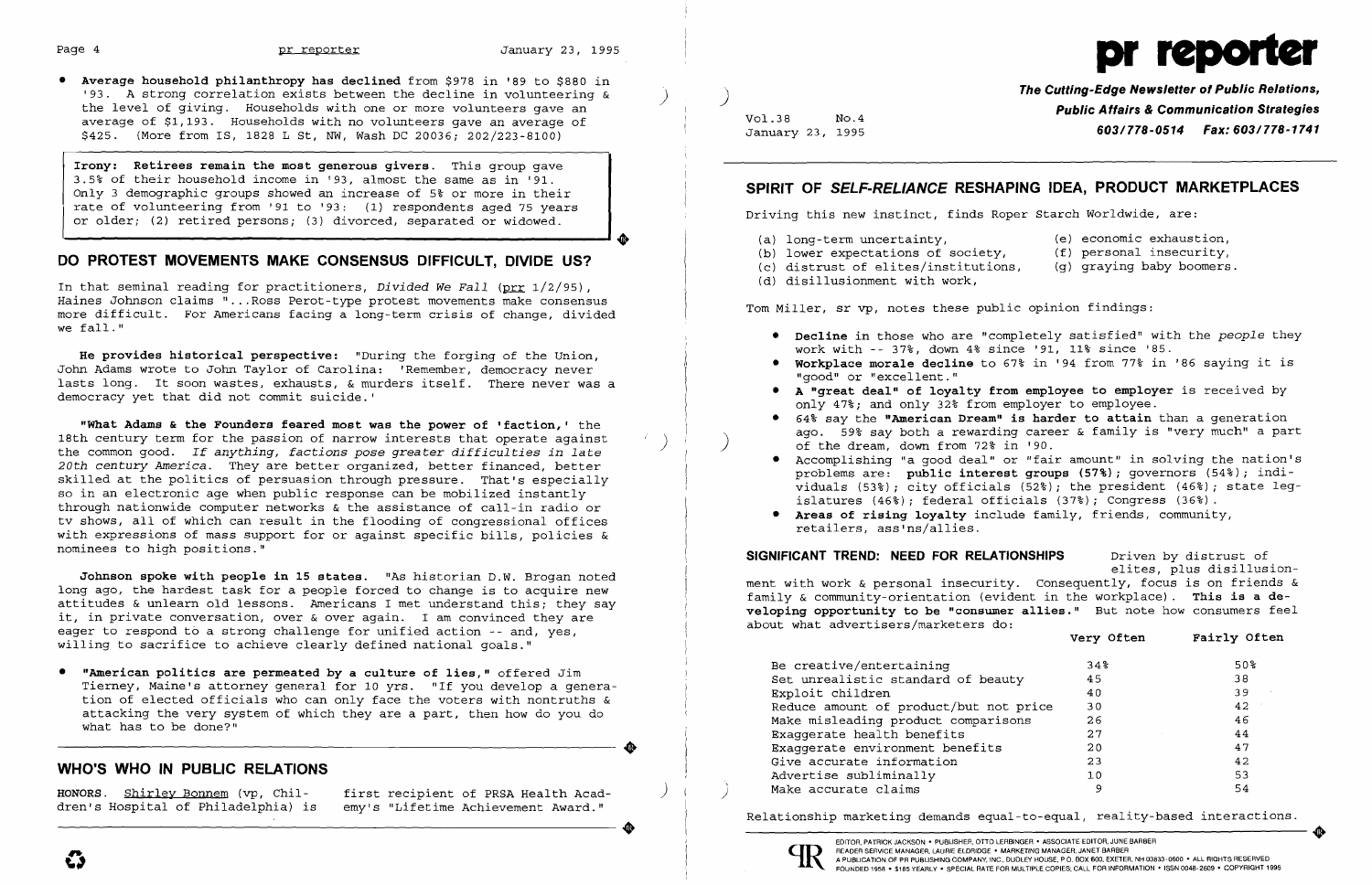- **Average household philanthropy has declined** from $978 in '89 to $880 in '93. A strong correlation exists between the decline in volunteering & the level of giving. Households with one or more volunteers gave an average of $1,193. Households with no volunteers gave an average of $425. (More from IS, 1828 L St, NW, Wash DC 20036; 202/223-8100)

**Irony: Retirees remain the most generous givers.** This group gave 3.5% of their household income in '93, almost the same as in '91. Only 3 demographic groups showed an increase of 5% or more in their rate of volunteering from '91 to '93: (1) respondents aged 75 years or older; (2) retired persons; (3) divorced, separated or widowed.

## DO PROTEST MOVEMENTS MAKE CONSENSUS DIFFICULT, DIVIDE US?

In that seminal reading for practitioners, *Divided We Fall* (prr 1/2/95), Haines Johnson claims "...Ross Perot-type protest movements make consensus more difficult. For Americans facing a long-term crisis of change, divided we fall."

**He provides historical perspective:** "During the forging of the Union, John Adams wrote to John Taylor of Carolina: 'Remember, democracy never lasts long. It soon wastes, exhausts, & murders itself. There never was a democracy yet that did not commit suicide.'

**"What Adams & the Founders feared most was the power of 'faction,'** the 18th century term for the passion of narrow interests that operate against the common good. *If anything, factions pose greater difficulties in late 20th century America.* They are better organized, better financed, better skilled at the politics of persuasion through pressure. That's especially so in an electronic age when public response can be mobilized instantly through nationwide computer networks & the assistance of call-in radio or tv shows, all of which can result in the flooding of congressional offices with expressions of mass support for or against specific bills, policies & nominees to high positions."

**Johnson spoke with people in 15 states.** "As historian D.W. Brogan noted long ago, the hardest task for a people forced to change is to acquire new attitudes & unlearn old lessons. Americans I met understand this; they say it, in private conversation, over & over again. I am convinced they are eager to respond to a strong challenge for unified action -- and, yes, willing to sacrifice to achieve clearly defined national goals."

- **"American politics are permeated by a culture of lies,"** offered Jim Tierney, Maine's attorney general for 10 yrs. "If you develop a generation of elected officials who can only face the voters with nontruths & attacking the very system of which they are a part, then how do you do what has to be done?"

## WHO'S WHO IN PUBLIC RELATIONS

HONORS. Shirley Bonnem (vp, Children's Hospital of Philadelphia) is first recipient of PRSA Health Academy's "Lifetime Achievement Award."

# pr reporter

**The Cutting-Edge Newsletter of Public Relations, Public Affairs & Communication Strategies**
**603/778-0514 Fax: 603/778-1741**

Vol.38 No.4
January 23, 1995

## SPIRIT OF *SELF-RELIANCE* RESHAPING IDEA, PRODUCT MARKETPLACES

Driving this new instinct, finds Roper Starch Worldwide, are:

(a) long-term uncertainty,
(b) lower expectations of society,
(c) distrust of elites/institutions,
(d) disillusionment with work,
(e) economic exhaustion,
(f) personal insecurity,
(g) graying baby boomers.

Tom Miller, sr vp, notes these public opinion findings:

- **Decline** in those who are "completely satisfied" with the *people* they work with -- 37%, down 4% since '91, 11% since '85.
- **Workplace morale decline** to 67% in '94 from 77% in '86 saying it is "good" or "excellent."
- **A "great deal" of loyalty from employee to employer** is received by only 47%; and only 32% from employer to employee.
- 64% say the **"American Dream" is harder to attain** than a generation ago. 59% say both a rewarding career & family is "very much" a part of the dream, down from 72% in '90.
- Accomplishing "a good deal" or "fair amount" in solving the nation's problems are: **public interest groups (57%)**; governors (54%); individuals (53%); city officials (52%); the president (46%); state legislatures (46%); federal officials (37%); Congress (36%).
- **Areas of rising loyalty** include family, friends, community, retailers, ass'ns/allies.

**SIGNIFICANT TREND: NEED FOR RELATIONSHIPS** Driven by distrust of elites, plus disillusionment with work & personal insecurity. Consequently, focus is on friends & family & community-orientation (evident in the workplace). **This is a developing opportunity to be "consumer allies."** But note how consumers feel about what advertisers/marketers do:

| | Very Often | Fairly Often |
|---|---|---|
| Be creative/entertaining | 34% | 50% |
| Set unrealistic standard of beauty | 45 | 38 |
| Exploit children | 40 | 39 |
| Reduce amount of product/but not price | 30 | 42 |
| Make misleading product comparisons | 26 | 46 |
| Exaggerate health benefits | 27 | 44 |
| Exaggerate environment benefits | 20 | 47 |
| Give accurate information | 23 | 42 |
| Advertise subliminally | 10 | 53 |
| Make accurate claims | 9 | 54 |

Relationship marketing demands equal-to-equal, reality-based interactions.

EDITOR, PATRICK JACKSON • PUBLISHER, OTTO LERBINGER • ASSOCIATE EDITOR, JUNE BARBER
READER SERVICE MANAGER, LAURIE ELDRIDGE • MARKETING MANAGER, JANET BARBER
A PUBLICATION OF PR PUBLISHING COMPANY, INC., DUDLEY HOUSE, P.O. BOX 600, EXETER, NH 03833-0600 • ALL RIGHTS RESERVED
FOUNDED 1958 • $185 YEARLY • SPECIAL RATE FOR MULTIPLE COPIES; CALL FOR INFORMATION • ISSN 0048-2609 • COPYRIGHT 1995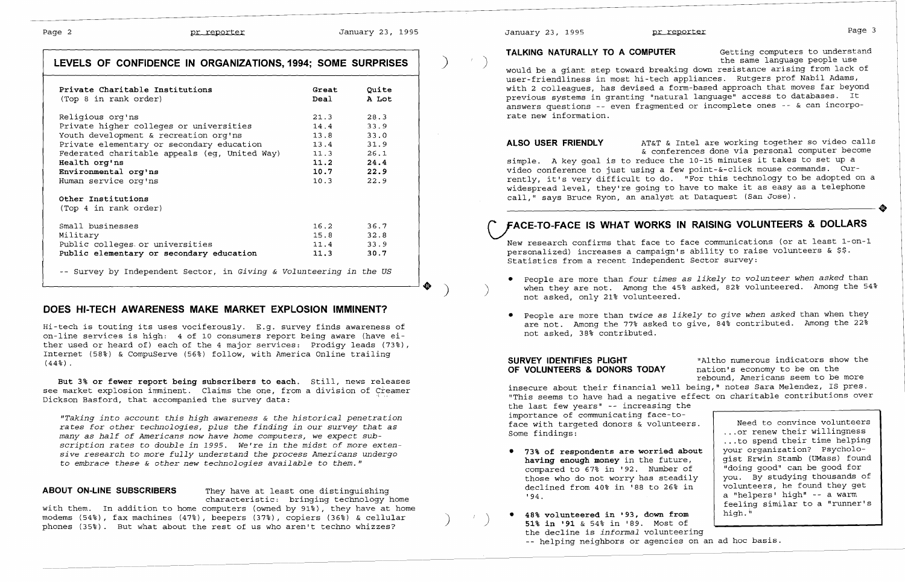## LEVELS OF CONFIDENCE IN ORGANIZATIONS, 1994; SOME SURPRISES

| Private Charitable Institutions (Top 8 in rank order) | Great Deal | Quite A Lot |
|---|---|---|
| Religious org'ns | 21.3 | 28.3 |
| Private higher colleges or universities | 14.4 | 33.9 |
| Youth development & recreation org'ns | 13.8 | 33.0 |
| Private elementary or secondary education | 13.4 | 31.9 |
| Federated charitable appeals (eg, United Way) | 11.3 | 26.1 |
| **Health org'ns** | **11.2** | **24.4** |
| **Environmental org'ns** | **10.7** | **22.9** |
| Human service org'ns | 10.3 | 22.9 |
| **Other Institutions** (Top 4 in rank order) | | |
| Small businesses | 16.2 | 36.7 |
| Military | 15.8 | 32.8 |
| Public colleges or universities | 11.4 | 33.9 |
| **Public elementary or secondary education** | **11.3** | **30.7** |

-- Survey by Independent Sector, in *Giving & Volunteering in the US*

## DOES HI-TECH AWARENESS MAKE MARKET EXPLOSION IMMINENT?

Hi-tech is touting its uses vociferously. E.g. survey finds awareness of on-line services is high: 4 of 10 consumers report being aware (have either used or heard of) each of the 4 major services: Prodigy leads (73%), Internet (58%) & CompuServe (56%) follow, with America Online trailing (44%).

**But 3% or fewer report being subscribers to each.** Still, news releases see market explosion imminent. Claims the one, from a division of Creamer Dickson Basford, that accompanied the survey data:

*"Taking into account this high awareness & the historical penetration rates for other technologies, plus the finding in our survey that as many as half of Americans now have home computers, we expect subscription rates to double in 1995. We're in the midst of more extensive research to more fully understand the process Americans undergo to embrace these & other new technologies available to them."*

**ABOUT ON-LINE SUBSCRIBERS** They have at least one distinguishing characteristic: bringing technology home with them. In addition to home computers (owned by 91%), they have at home modems (54%), fax machines (47%), beepers (37%), copiers (36%) & cellular phones (35%). But what about the rest of us who aren't techno whizzes?

**TALKING NATURALLY TO A COMPUTER** Getting computers to understand the same language people use would be a giant step toward breaking down resistance arising from lack of user-friendliness in most hi-tech appliances. Rutgers prof Nabil Adams, with 2 colleagues, has devised a form-based approach that moves far beyond previous systems in granting "natural language" access to databases. It answers questions -- even fragmented or incomplete ones -- & can incorporate new information.

**ALSO USER FRIENDLY** AT&T & Intel are working together so video calls & conferences done via personal computer become simple. A key goal is to reduce the 10-15 minutes it takes to set up a video conference to just using a few point-&-click mouse commands. Currently, it's very difficult to do. "For this technology to be adopted on a widespread level, they're going to have to make it as easy as a telephone call," says Bruce Ryon, an analyst at Dataquest (San Jose).

## FACE-TO-FACE IS WHAT WORKS IN RAISING VOLUNTEERS & DOLLARS

New research confirms that face to face communications (or at least 1-on-1 personalized) increases a campaign's ability to raise volunteers & $$. Statistics from a recent Independent Sector survey:

- People are more than *four times as likely to volunteer when asked* than when they are not. Among the 45% asked, 82% volunteered. Among the 54% not asked, only 21% volunteered.
- People are more than *twice as likely to give when asked* than when they are not. Among the 77% asked to give, 84% contributed. Among the 22% not asked, 38% contributed.

**SURVEY IDENTIFIES PLIGHT OF VOLUNTEERS & DONORS TODAY** "Altho numerous indicators show the nation's economy to be on the rebound, Americans seem to be more insecure about their financial well being," notes Sara Melendez, IS pres. "This seems to have had a negative effect on charitable contributions over the last few years" -- increasing the importance of communicating face-to-face with targeted donors & volunteers. Some findings:

- **73% of respondents are worried about having enough money** in the future, compared to 67% in '92. Number of those who do not worry has steadily declined from 40% in '88 to 26% in '94.
- **48% volunteered in '93, down from 51% in '91** & 54% in '89. Most of the decline is *informal* volunteering -- helping neighbors or agencies on an ad hoc basis.

Need to convince volunteers ...or renew their willingness ...to spend their time helping your organization? Psychologist Erwin Stamb (UMass) found "doing good" can be good for you. By studying thousands of volunteers, he found they get a "helpers' high" -- a warm feeling similar to a "runner's high."